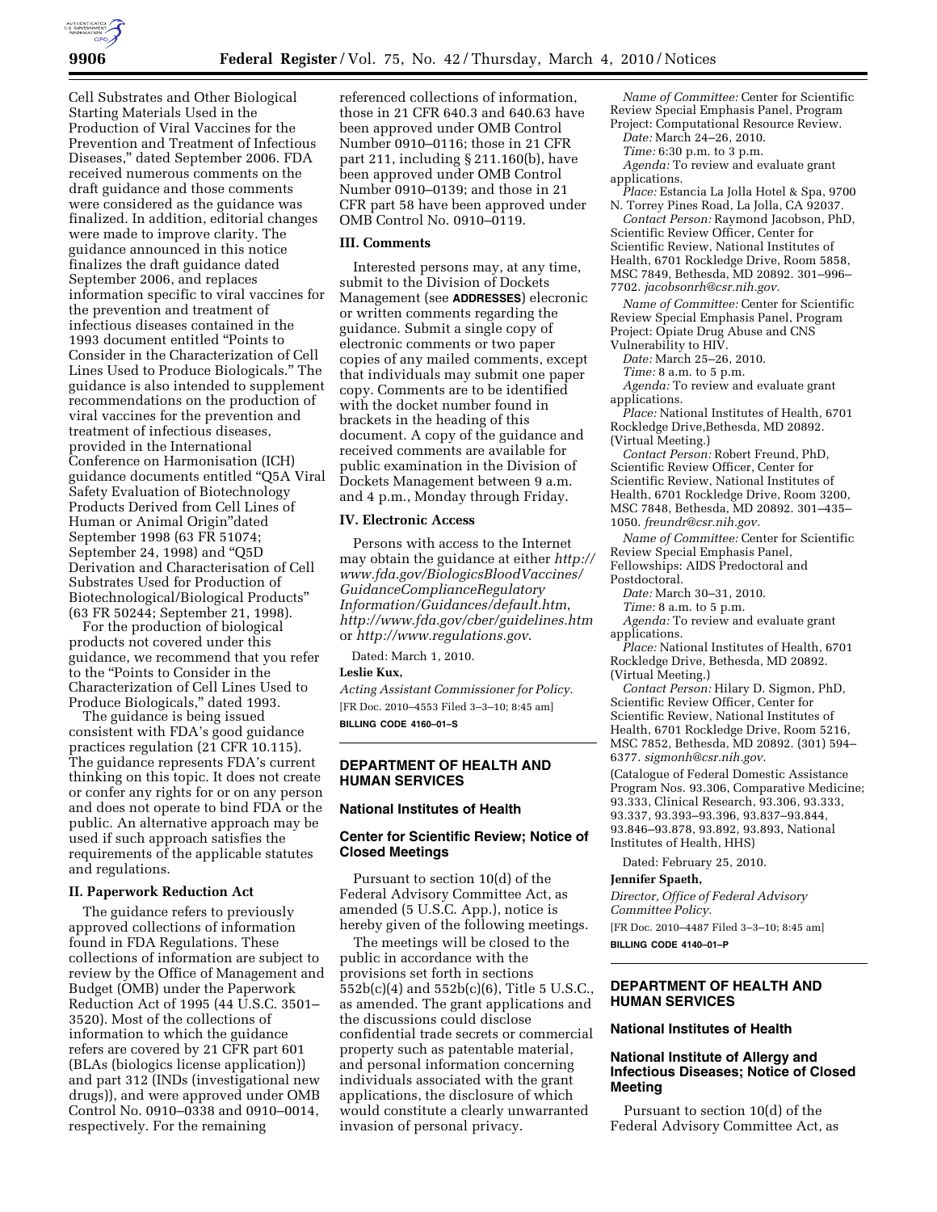Cell Substrates and Other Biological Starting Materials Used in the Production of Viral Vaccines for the Prevention and Treatment of Infectious Diseases," dated September 2006. FDA received numerous comments on the draft guidance and those comments were considered as the guidance was finalized. In addition, editorial changes were made to improve clarity. The guidance announced in this notice finalizes the draft guidance dated September 2006, and replaces information specific to viral vaccines for the prevention and treatment of infectious diseases contained in the 1993 document entitled "Points to Consider in the Characterization of Cell Lines Used to Produce Biologicals." The guidance is also intended to supplement recommendations on the production of viral vaccines for the prevention and treatment of infectious diseases, provided in the International Conference on Harmonisation (ICH) guidance documents entitled "Q5A Viral Safety Evaluation of Biotechnology Products Derived from Cell Lines of Human or Animal Origin"dated September 1998 (63 FR 51074; September 24, 1998) and "Q5D Derivation and Characterisation of Cell Substrates Used for Production of Biotechnological/Biological Products" (63 FR 50244; September 21, 1998).

For the production of biological products not covered under this guidance, we recommend that you refer to the "Points to Consider in the Characterization of Cell Lines Used to Produce Biologicals," dated 1993.

The guidance is being issued consistent with FDA's good guidance practices regulation (21 CFR 10.115). The guidance represents FDA's current thinking on this topic. It does not create or confer any rights for or on any person and does not operate to bind FDA or the public. An alternative approach may be used if such approach satisfies the requirements of the applicable statutes and regulations.

### II. Paperwork Reduction Act

The guidance refers to previously approved collections of information found in FDA Regulations. These collections of information are subject to review by the Office of Management and Budget (OMB) under the Paperwork Reduction Act of 1995 (44 U.S.C. 3501–3520). Most of the collections of information to which the guidance refers are covered by 21 CFR part 601 (BLAs (biologics license application)) and part 312 (INDs (investigational new drugs)), and were approved under OMB Control No. 0910–0338 and 0910–0014, respectively. For the remaining referenced collections of information, those in 21 CFR 640.3 and 640.63 have been approved under OMB Control Number 0910–0116; those in 21 CFR part 211, including § 211.160(b), have been approved under OMB Control Number 0910–0139; and those in 21 CFR part 58 have been approved under OMB Control No. 0910–0119.

### III. Comments

Interested persons may, at any time, submit to the Division of Dockets Management (see **ADDRESSES**) electronic or written comments regarding the guidance. Submit a single copy of electronic comments or two paper copies of any mailed comments, except that individuals may submit one paper copy. Comments are to be identified with the docket number found in brackets in the heading of this document. A copy of the guidance and received comments are available for public examination in the Division of Dockets Management between 9 a.m. and 4 p.m., Monday through Friday.

### IV. Electronic Access

Persons with access to the Internet may obtain the guidance at either *http://www.fda.gov/BiologicsBloodVaccines/GuidanceComplianceRegulatoryInformation/Guidances/default.htm*, *http://www.fda.gov/cber/guidelines.htm* or *http://www.regulations.gov*.

Dated: March 1, 2010.

**Leslie Kux,**

*Acting Assistant Commissioner for Policy.*

[FR Doc. 2010–4553 Filed 3–3–10; 8:45 am]

**BILLING CODE 4160–01–S**

---

## DEPARTMENT OF HEALTH AND HUMAN SERVICES

### National Institutes of Health

### Center for Scientific Review; Notice of Closed Meetings

Pursuant to section 10(d) of the Federal Advisory Committee Act, as amended (5 U.S.C. App.), notice is hereby given of the following meetings.

The meetings will be closed to the public in accordance with the provisions set forth in sections 552b(c)(4) and 552b(c)(6), Title 5 U.S.C., as amended. The grant applications and the discussions could disclose confidential trade secrets or commercial property such as patentable material, and personal information concerning individuals associated with the grant applications, the disclosure of which would constitute a clearly unwarranted invasion of personal privacy.

*Name of Committee:* Center for Scientific Review Special Emphasis Panel, Program Project: Computational Resource Review.

*Date:* March 24–26, 2010.

*Time:* 6:30 p.m. to 3 p.m.

*Agenda:* To review and evaluate grant applications.

*Place:* Estancia La Jolla Hotel & Spa, 9700 N. Torrey Pines Road, La Jolla, CA 92037.

*Contact Person:* Raymond Jacobson, PhD, Scientific Review Officer, Center for Scientific Review, National Institutes of Health, 6701 Rockledge Drive, Room 5858, MSC 7849, Bethesda, MD 20892. 301–996–7702. *jacobsonrh@csr.nih.gov.*

*Name of Committee:* Center for Scientific Review Special Emphasis Panel, Program Project: Opiate Drug Abuse and CNS Vulnerability to HIV.

*Date:* March 25–26, 2010.

*Time:* 8 a.m. to 5 p.m.

*Agenda:* To review and evaluate grant applications.

*Place:* National Institutes of Health, 6701 Rockledge Drive,Bethesda, MD 20892. (Virtual Meeting.)

*Contact Person:* Robert Freund, PhD, Scientific Review Officer, Center for Scientific Review, National Institutes of Health, 6701 Rockledge Drive, Room 3200, MSC 7848, Bethesda, MD 20892. 301–435–1050. *freundr@csr.nih.gov.*

*Name of Committee:* Center for Scientific Review Special Emphasis Panel, Fellowships: AIDS Predoctoral and Postdoctoral.

*Date:* March 30–31, 2010.

*Time:* 8 a.m. to 5 p.m.

*Agenda:* To review and evaluate grant applications.

*Place:* National Institutes of Health, 6701 Rockledge Drive, Bethesda, MD 20892. (Virtual Meeting.)

*Contact Person:* Hilary D. Sigmon, PhD, Scientific Review Officer, Center for Scientific Review, National Institutes of Health, 6701 Rockledge Drive, Room 5216, MSC 7852, Bethesda, MD 20892. (301) 594–6377. *sigmonh@csr.nih.gov.*

(Catalogue of Federal Domestic Assistance Program Nos. 93.306, Comparative Medicine; 93.333, Clinical Research, 93.306, 93.333, 93.337, 93.393–93.396, 93.837–93.844, 93.846–93.878, 93.892, 93.893, National Institutes of Health, HHS)

Dated: February 25, 2010.

**Jennifer Spaeth,**

*Director, Office of Federal Advisory Committee Policy.*

[FR Doc. 2010–4487 Filed 3–3–10; 8:45 am]

**BILLING CODE 4140–01–P**

---

## DEPARTMENT OF HEALTH AND HUMAN SERVICES

### National Institutes of Health

### National Institute of Allergy and Infectious Diseases; Notice of Closed Meeting

Pursuant to section 10(d) of the Federal Advisory Committee Act, as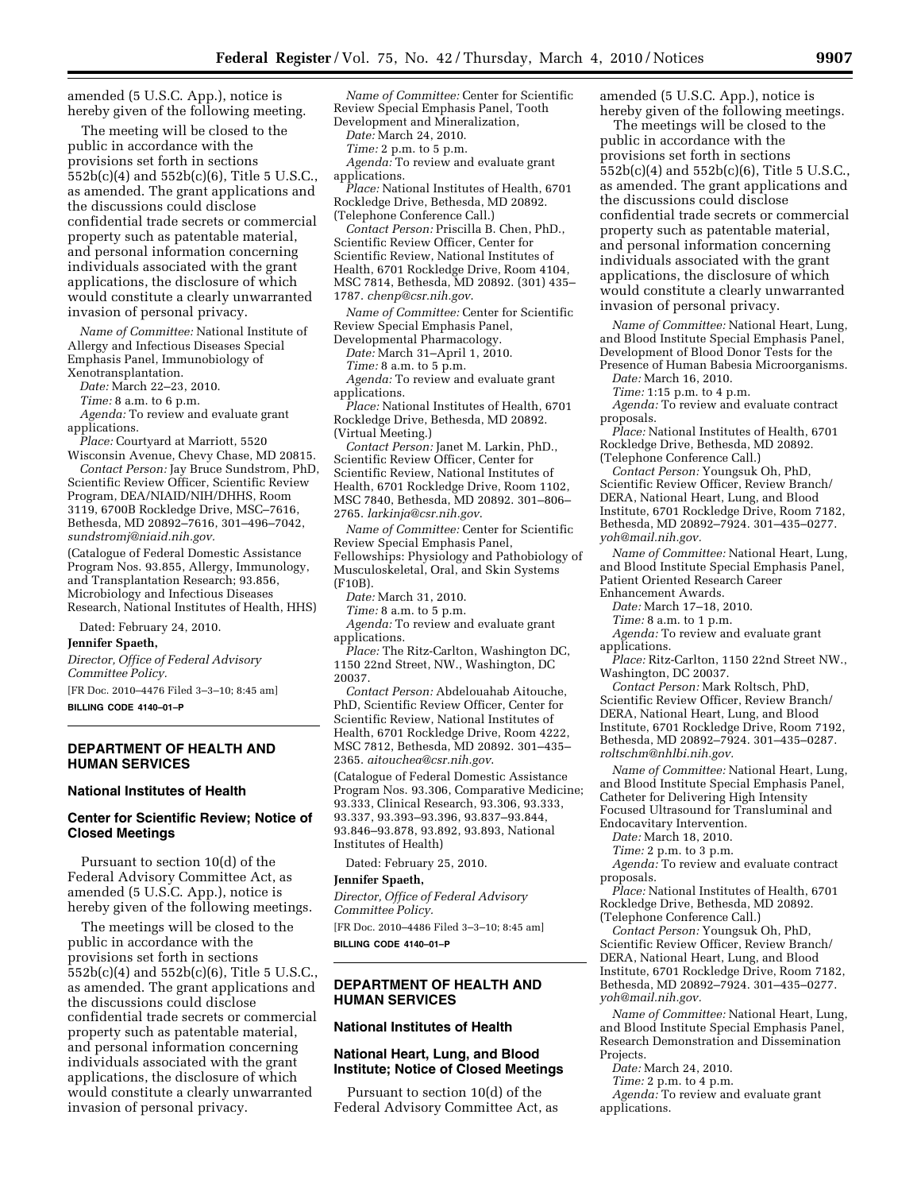amended (5 U.S.C. App.), notice is hereby given of the following meeting.

The meeting will be closed to the public in accordance with the provisions set forth in sections 552b(c)(4) and 552b(c)(6), Title 5 U.S.C., as amended. The grant applications and the discussions could disclose confidential trade secrets or commercial property such as patentable material, and personal information concerning individuals associated with the grant applications, the disclosure of which would constitute a clearly unwarranted invasion of personal privacy.

*Name of Committee:* National Institute of Allergy and Infectious Diseases Special Emphasis Panel, Immunobiology of Xenotransplantation.

*Date:* March 22–23, 2010.

*Time:* 8 a.m. to 6 p.m.

*Agenda:* To review and evaluate grant applications.

*Place:* Courtyard at Marriott, 5520 Wisconsin Avenue, Chevy Chase, MD 20815.

*Contact Person:* Jay Bruce Sundstrom, PhD, Scientific Review Officer, Scientific Review Program, DEA/NIAID/NIH/DHHS, Room 3119, 6700B Rockledge Drive, MSC–7616, Bethesda, MD 20892–7616, 301–496–7042, *sundstromj@niaid.nih.gov.*

(Catalogue of Federal Domestic Assistance Program Nos. 93.855, Allergy, Immunology, and Transplantation Research; 93.856, Microbiology and Infectious Diseases Research, National Institutes of Health, HHS)

Dated: February 24, 2010.

**Jennifer Spaeth,**

*Director, Office of Federal Advisory Committee Policy.*

[FR Doc. 2010–4476 Filed 3–3–10; 8:45 am]

**BILLING CODE 4140–01–P**

## DEPARTMENT OF HEALTH AND HUMAN SERVICES

### National Institutes of Health

### Center for Scientific Review; Notice of Closed Meetings

Pursuant to section 10(d) of the Federal Advisory Committee Act, as amended (5 U.S.C. App.), notice is hereby given of the following meetings.

The meetings will be closed to the public in accordance with the provisions set forth in sections 552b(c)(4) and 552b(c)(6), Title 5 U.S.C., as amended. The grant applications and the discussions could disclose confidential trade secrets or commercial property such as patentable material, and personal information concerning individuals associated with the grant applications, the disclosure of which would constitute a clearly unwarranted invasion of personal privacy.

*Name of Committee:* Center for Scientific Review Special Emphasis Panel, Tooth Development and Mineralization,

*Date:* March 24, 2010.

*Time:* 2 p.m. to 5 p.m.

*Agenda:* To review and evaluate grant applications.

*Place:* National Institutes of Health, 6701 Rockledge Drive, Bethesda, MD 20892. (Telephone Conference Call.)

*Contact Person:* Priscilla B. Chen, PhD., Scientific Review Officer, Center for Scientific Review, National Institutes of Health, 6701 Rockledge Drive, Room 4104, MSC 7814, Bethesda, MD 20892. (301) 435–1787. *chenp@csr.nih.gov*.

*Name of Committee:* Center for Scientific Review Special Emphasis Panel, Developmental Pharmacology.

*Date:* March 31–April 1, 2010.

*Time:* 8 a.m. to 5 p.m.

*Agenda:* To review and evaluate grant applications.

*Place:* National Institutes of Health, 6701 Rockledge Drive, Bethesda, MD 20892. (Virtual Meeting.)

*Contact Person:* Janet M. Larkin, PhD., Scientific Review Officer, Center for Scientific Review, National Institutes of Health, 6701 Rockledge Drive, Room 1102, MSC 7840, Bethesda, MD 20892. 301–806–2765. *larkinja@csr.nih.gov*.

*Name of Committee:* Center for Scientific Review Special Emphasis Panel, Fellowships: Physiology and Pathobiology of Musculoskeletal, Oral, and Skin Systems (F10B).

*Date:* March 31, 2010.

*Time:* 8 a.m. to 5 p.m.

*Agenda:* To review and evaluate grant applications.

*Place:* The Ritz-Carlton, Washington DC, 1150 22nd Street, NW., Washington, DC 20037.

*Contact Person:* Abdelouahab Aitouche, PhD, Scientific Review Officer, Center for Scientific Review, National Institutes of Health, 6701 Rockledge Drive, Room 4222, MSC 7812, Bethesda, MD 20892. 301–435–2365. *aitouchea@csr.nih.gov*.

(Catalogue of Federal Domestic Assistance Program Nos. 93.306, Comparative Medicine; 93.333, Clinical Research, 93.306, 93.333, 93.337, 93.393–93.396, 93.837–93.844, 93.846–93.878, 93.892, 93.893, National Institutes of Health)

Dated: February 25, 2010.

**Jennifer Spaeth,**

*Director, Office of Federal Advisory Committee Policy.*

[FR Doc. 2010–4486 Filed 3–3–10; 8:45 am]

**BILLING CODE 4140–01–P**

## DEPARTMENT OF HEALTH AND HUMAN SERVICES

### National Institutes of Health

### National Heart, Lung, and Blood Institute; Notice of Closed Meetings

Pursuant to section 10(d) of the Federal Advisory Committee Act, as amended (5 U.S.C. App.), notice is hereby given of the following meetings.

The meetings will be closed to the public in accordance with the provisions set forth in sections 552b(c)(4) and 552b(c)(6), Title 5 U.S.C., as amended. The grant applications and the discussions could disclose confidential trade secrets or commercial property such as patentable material, and personal information concerning individuals associated with the grant applications, the disclosure of which would constitute a clearly unwarranted invasion of personal privacy.

*Name of Committee:* National Heart, Lung, and Blood Institute Special Emphasis Panel, Development of Blood Donor Tests for the Presence of Human Babesia Microorganisms.

*Date:* March 16, 2010.

*Time:* 1:15 p.m. to 4 p.m.

*Agenda:* To review and evaluate contract proposals.

*Place:* National Institutes of Health, 6701 Rockledge Drive, Bethesda, MD 20892. (Telephone Conference Call.)

*Contact Person:* Youngsuk Oh, PhD, Scientific Review Officer, Review Branch/DERA, National Heart, Lung, and Blood Institute, 6701 Rockledge Drive, Room 7182, Bethesda, MD 20892–7924. 301–435–0277. *yoh@mail.nih.gov.*

*Name of Committee:* National Heart, Lung, and Blood Institute Special Emphasis Panel, Patient Oriented Research Career Enhancement Awards.

*Date:* March 17–18, 2010.

*Time:* 8 a.m. to 1 p.m.

*Agenda:* To review and evaluate grant applications.

*Place:* Ritz-Carlton, 1150 22nd Street NW., Washington, DC 20037.

*Contact Person:* Mark Roltsch, PhD, Scientific Review Officer, Review Branch/DERA, National Heart, Lung, and Blood Institute, 6701 Rockledge Drive, Room 7192, Bethesda, MD 20892–7924. 301–435–0287. *roltschm@nhlbi.nih.gov.*

*Name of Committee:* National Heart, Lung, and Blood Institute Special Emphasis Panel, Catheter for Delivering High Intensity Focused Ultrasound for Transluminal and Endocavitary Intervention.

*Date:* March 18, 2010.

*Time:* 2 p.m. to 3 p.m.

*Agenda:* To review and evaluate contract proposals.

*Place:* National Institutes of Health, 6701 Rockledge Drive, Bethesda, MD 20892. (Telephone Conference Call.)

*Contact Person:* Youngsuk Oh, PhD, Scientific Review Officer, Review Branch/DERA, National Heart, Lung, and Blood Institute, 6701 Rockledge Drive, Room 7182, Bethesda, MD 20892–7924. 301–435–0277. *yoh@mail.nih.gov.*

*Name of Committee:* National Heart, Lung, and Blood Institute Special Emphasis Panel, Research Demonstration and Dissemination Projects.

*Date:* March 24, 2010.

*Time:* 2 p.m. to 4 p.m.

*Agenda:* To review and evaluate grant applications.